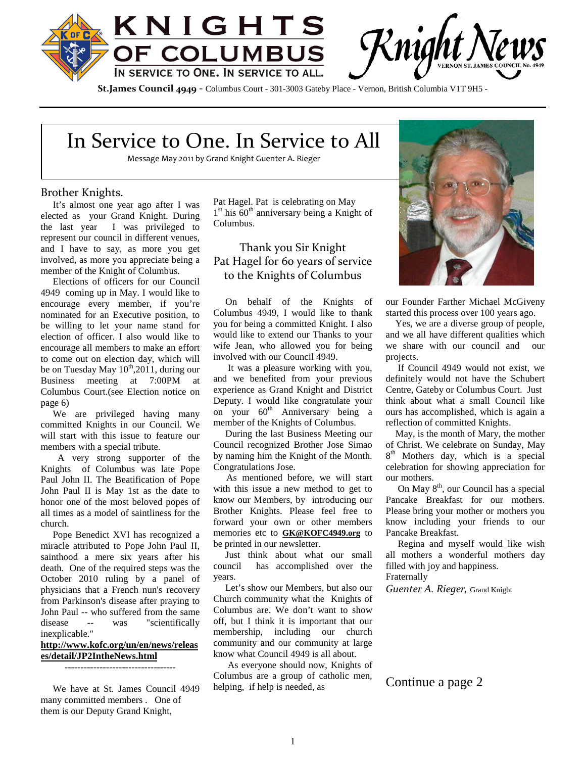# KNIGHTS OF COLUMBUS

IN SERVICE TO ONE. IN SERVICE TO ALL.

**Knight News** VERNON ST. JAMES COUNCIL No. 4949

**St.James Council 4949** - Columbus Court - 301-3003 Gateby Place - Vernon, British Columbia V1T 9H5 -

# In Service to One. In Service to All

Message May 2011 by Grand Knight Guenter A. Rieger

## Brother Knights.

It's almost one year ago after I was elected as your Grand Knight. During the last year I was privileged to represent our council in different venues, and I have to say, as more you get involved, as more you appreciate being a member of the Knight of Columbus.

Elections of officers for our Council 4949 coming up in May. I would like to encourage every member, if you're nominated for an Executive position, to be willing to let your name stand for election of officer. I also would like to encourage all members to make an effort to come out on election day, which will be on Tuesday May 10th,2011, during our Business meeting at 7:00PM at Columbus Court.(see Election notice on page 6)

We are privileged having many committed Knights in our Council. We will start with this issue to feature our members with a special tribute.

A very strong supporter of the Knights of Columbus was late Pope Paul John II. The Beatification of Pope John Paul II is May 1st as the date to honor one of the most beloved popes of all times as a model of saintliness for the church.

Pope Benedict XVI has recognized a miracle attributed to Pope John Paul II, sainthood a mere six years after his death. One of the required steps was the October 2010 ruling by a panel of physicians that a French nun's recovery from Parkinson's disease after praying to John Paul -- who suffered from the same disease -- was "scientifically inexplicable."

**http://www.kofc.org/un/en/news/releases/detail/JP2IntheNews.html**

-----------------------------------

We have at St. James Council 4949 many committed members . One of them is our Deputy Grand Knight, Pat Hagel. Pat is celebrating on May 1st his 60th anniversary being a Knight of Columbus.

### Thank you Sir Knight Pat Hagel for 60 years of service to the Knights of Columbus

On behalf of the Knights of Columbus 4949, I would like to thank you for being a committed Knight. I also would like to extend our Thanks to your wife Jean, who allowed you for being involved with our Council 4949.

It was a pleasure working with you, and we benefited from your previous experience as Grand Knight and District Deputy. I would like congratulate your on your 60th Anniversary being a member of the Knights of Columbus.

During the last Business Meeting our Council recognized Brother Jose Simao by naming him the Knight of the Month. Congratulations Jose.

As mentioned before, we will start with this issue a new method to get to know our Members, by introducing our Brother Knights. Please feel free to forward your own or other members memories etc to **GK@KOFC4949.org** to be printed in our newsletter.

Just think about what our small council has accomplished over the years.

Let's show our Members, but also our Church community what the Knights of Columbus are. We don't want to show off, but I think it is important that our membership, including our church community and our community at large know what Council 4949 is all about.

As everyone should now, Knights of Columbus are a group of catholic men, helping, if help is needed, as our Founder Farther Michael McGiveny started this process over 100 years ago.

Yes, we are a diverse group of people, and we all have different qualities which we share with our council and our projects.

If Council 4949 would not exist, we definitely would not have the Schubert Centre, Gateby or Columbus Court. Just think about what a small Council like ours has accomplished, which is again a reflection of committed Knights.

May, is the month of Mary, the mother of Christ. We celebrate on Sunday, May 8th Mothers day, which is a special celebration for showing appreciation for our mothers.

On May 8th, our Council has a special Pancake Breakfast for our mothers. Please bring your mother or mothers you know including your friends to our Pancake Breakfast.

Regina and myself would like wish all mothers a wonderful mothers day filled with joy and happiness.

Fraternally

*Guenter A. Rieger,* Grand Knight

Continue a page 2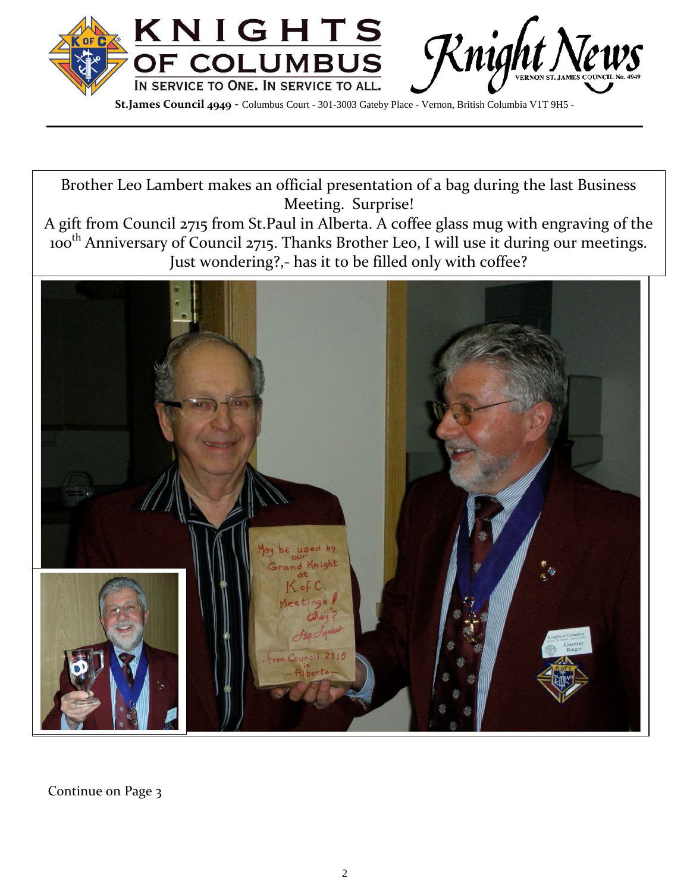# KNIGHTS OF COLUMBUS

IN SERVICE TO ONE. IN SERVICE TO ALL.

## Knight News

VERNON ST. JAMES COUNCIL No. 4949

**St.James Council 4949** - Columbus Court - 301-3003 Gateby Place - Vernon, British Columbia V1T 9H5 -

---

Brother Leo Lambert makes an official presentation of a bag during the last Business Meeting. Surprise!
A gift from Council 2715 from St.Paul in Alberta. A coffee glass mug with engraving of the 100th Anniversary of Council 2715. Thanks Brother Leo, I will use it during our meetings. Just wondering?,- has it to be filled only with coffee?

Continue on Page 3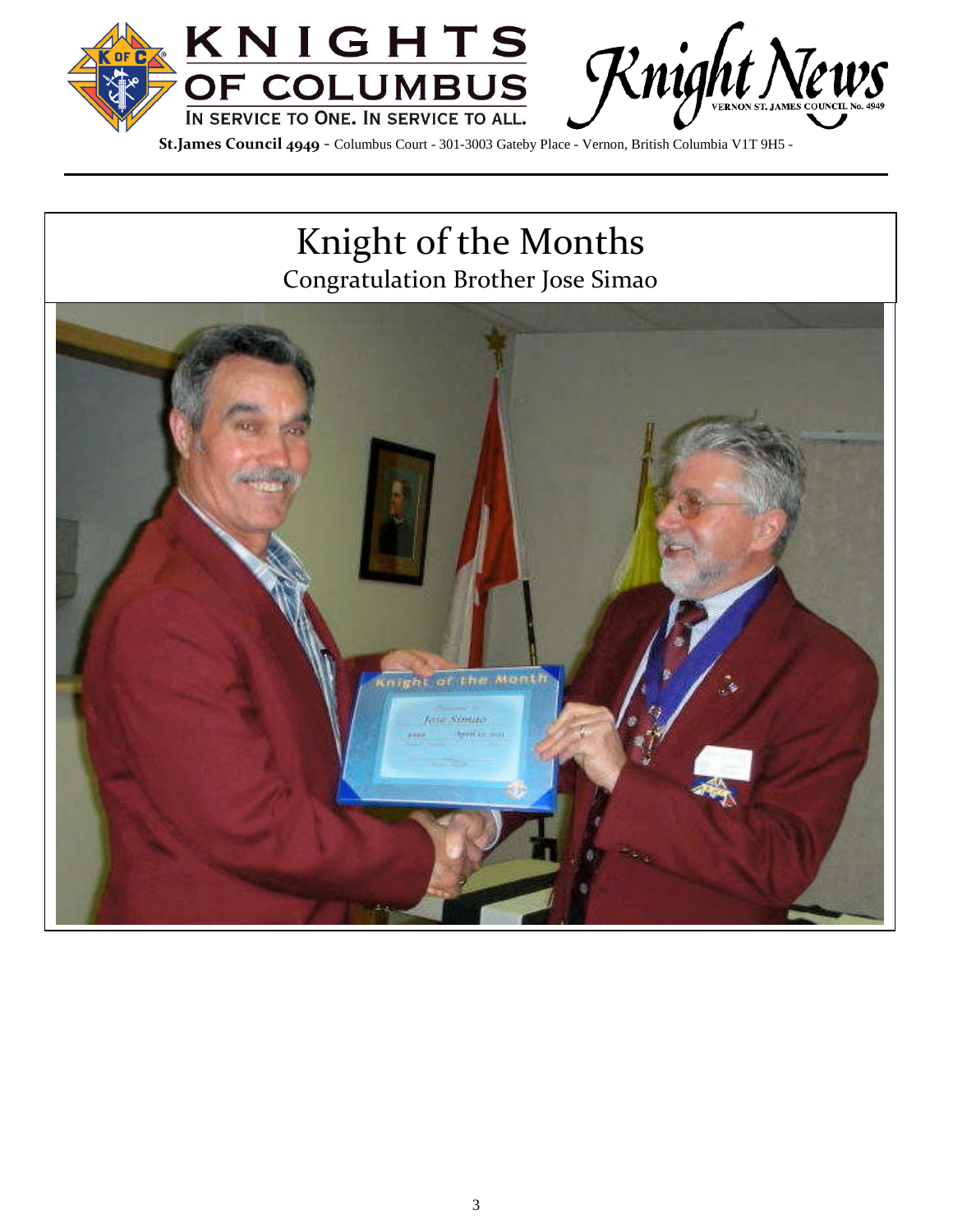**St.James Council 4949** - Columbus Court - 301-3003 Gateby Place - Vernon, British Columbia V1T 9H5 -

# Knight of the Months

## Congratulation Brother Jose Simao